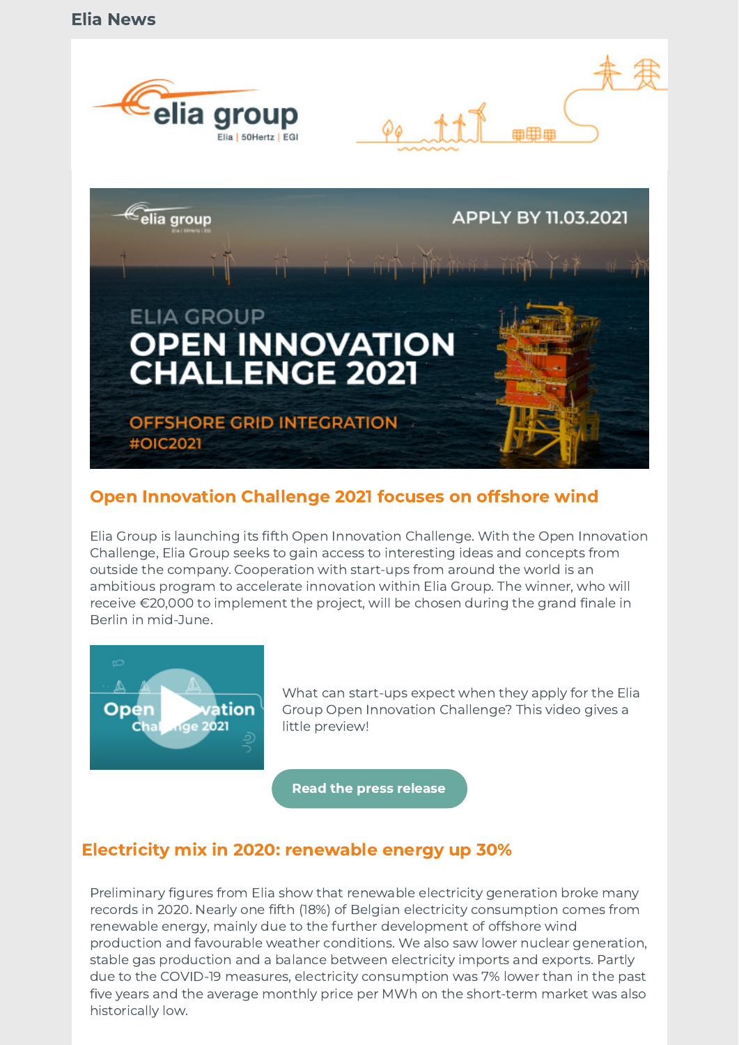Elia News

## Open Innovation Challenge 2021 focuses on offshore wind

Elia Group is launching its fifth Open Innovation Challenge. With the Open Innovation Challenge, Elia Group seeks to gain access to interesting ideas and concepts from outside the company. Cooperation with start-ups from around the world is an ambitious program to accelerate innovation within Elia Group. The winner, who will receive €20,000 to implement the project, will be chosen during the grand finale in Berlin in mid-June.

What can start-ups expect when they apply for the Elia Group Open Innovation Challenge? This video gives a little preview!

**Read the press release**

## Electricity mix in 2020: renewable energy up 30%

Preliminary figures from Elia show that renewable electricity generation broke many records in 2020. Nearly one fifth (18%) of Belgian electricity consumption comes from renewable energy, mainly due to the further development of offshore wind production and favourable weather conditions. We also saw lower nuclear generation, stable gas production and a balance between electricity imports and exports. Partly due to the COVID-19 measures, electricity consumption was 7% lower than in the past five years and the average monthly price per MWh on the short-term market was also historically low.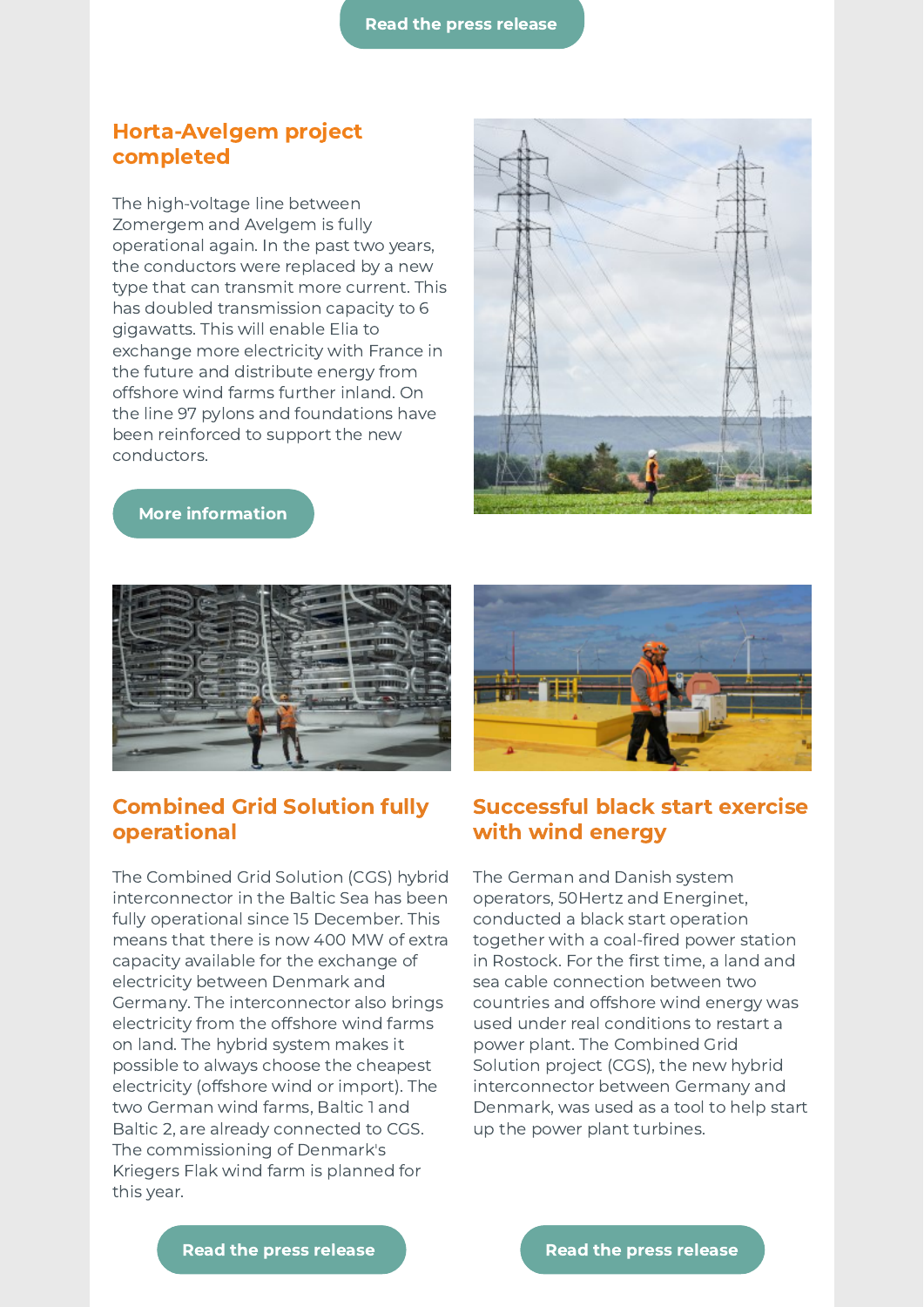Read the press release

## Horta-Avelgem project completed

The high-voltage line between Zomergem and Avelgem is fully operational again. In the past two years, the conductors were replaced by a new type that can transmit more current. This has doubled transmission capacity to 6 gigawatts. This will enable Elia to exchange more electricity with France in the future and distribute energy from offshore wind farms further inland. On the line 97 pylons and foundations have been reinforced to support the new conductors.

More information

## Combined Grid Solution fully operational

The Combined Grid Solution (CGS) hybrid interconnector in the Baltic Sea has been fully operational since 15 December. This means that there is now 400 MW of extra capacity available for the exchange of electricity between Denmark and Germany. The interconnector also brings electricity from the offshore wind farms on land. The hybrid system makes it possible to always choose the cheapest electricity (offshore wind or import). The two German wind farms, Baltic 1 and Baltic 2, are already connected to CGS. The commissioning of Denmark's Kriegers Flak wind farm is planned for this year.

Read the press release

## Successful black start exercise with wind energy

The German and Danish system operators, 50Hertz and Energinet, conducted a black start operation together with a coal-fired power station in Rostock. For the first time, a land and sea cable connection between two countries and offshore wind energy was used under real conditions to restart a power plant. The Combined Grid Solution project (CGS), the new hybrid interconnector between Germany and Denmark, was used as a tool to help start up the power plant turbines.

Read the press release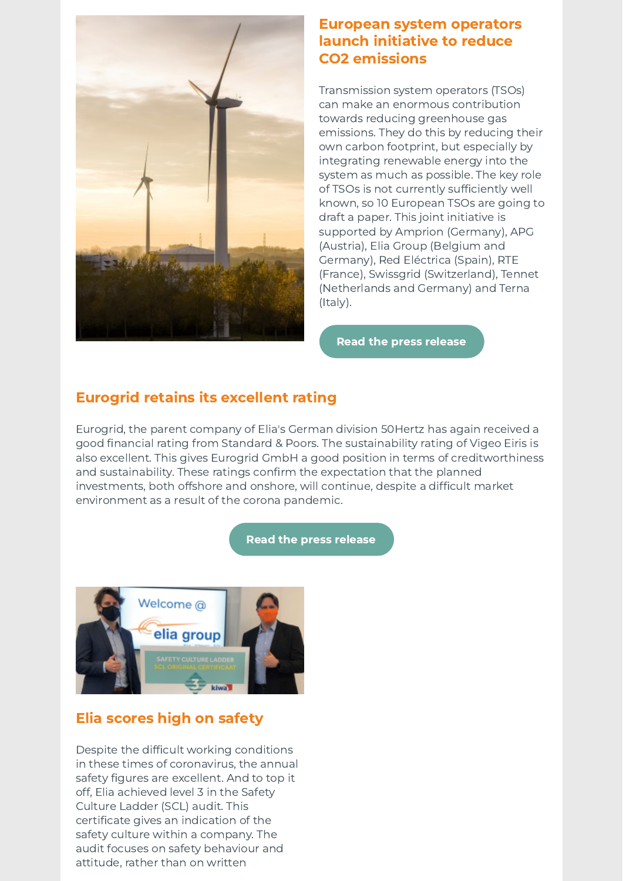## European system operators launch initiative to reduce $CO_2$ emissions

Transmission system operators (TSOs) can make an enormous contribution towards reducing greenhouse gas emissions. They do this by reducing their own carbon footprint, but especially by integrating renewable energy into the system as much as possible. The key role of TSOs is not currently sufficiently well known, so 10 European TSOs are going to draft a paper. This joint initiative is supported by Amprion (Germany), APG (Austria), Elia Group (Belgium and Germany), Red Eléctrica (Spain), RTE (France), Swissgrid (Switzerland), Tennet (Netherlands and Germany) and Terna (Italy).

Read the press release

## Eurogrid retains its excellent rating

Eurogrid, the parent company of Elia's German division 50Hertz has again received a good financial rating from Standard & Poors. The sustainability rating of Vigeo Eiris is also excellent. This gives Eurogrid GmbH a good position in terms of creditworthiness and sustainability. These ratings confirm the expectation that the planned investments, both offshore and onshore, will continue, despite a difficult market environment as a result of the corona pandemic.

Read the press release

## Elia scores high on safety

Despite the difficult working conditions in these times of coronavirus, the annual safety figures are excellent. And to top it off, Elia achieved level 3 in the Safety Culture Ladder (SCL) audit. This certificate gives an indication of the safety culture within a company. The audit focuses on safety behaviour and attitude, rather than on written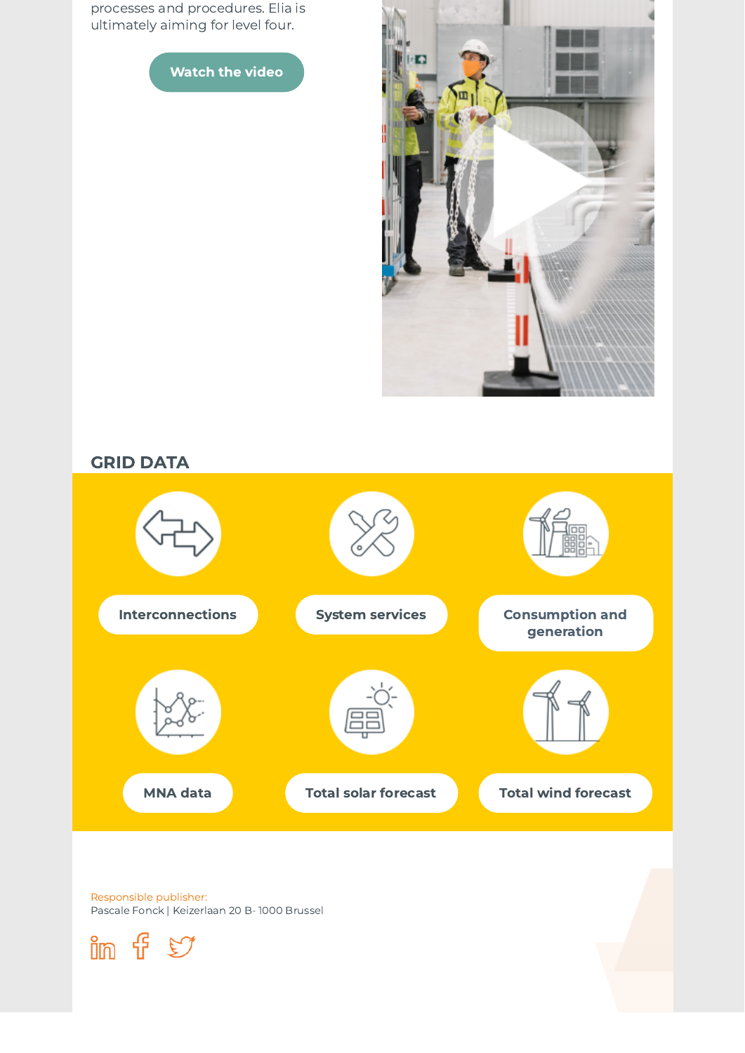processes and procedures. Elia is ultimately aiming for level four.

Watch the video

## GRID DATA

Interconnections

System services

Consumption and generation

MNA data

Total solar forecast

Total wind forecast

Responsible publisher:
Pascale Fonck | Keizerlaan 20 B- 1000 Brussel